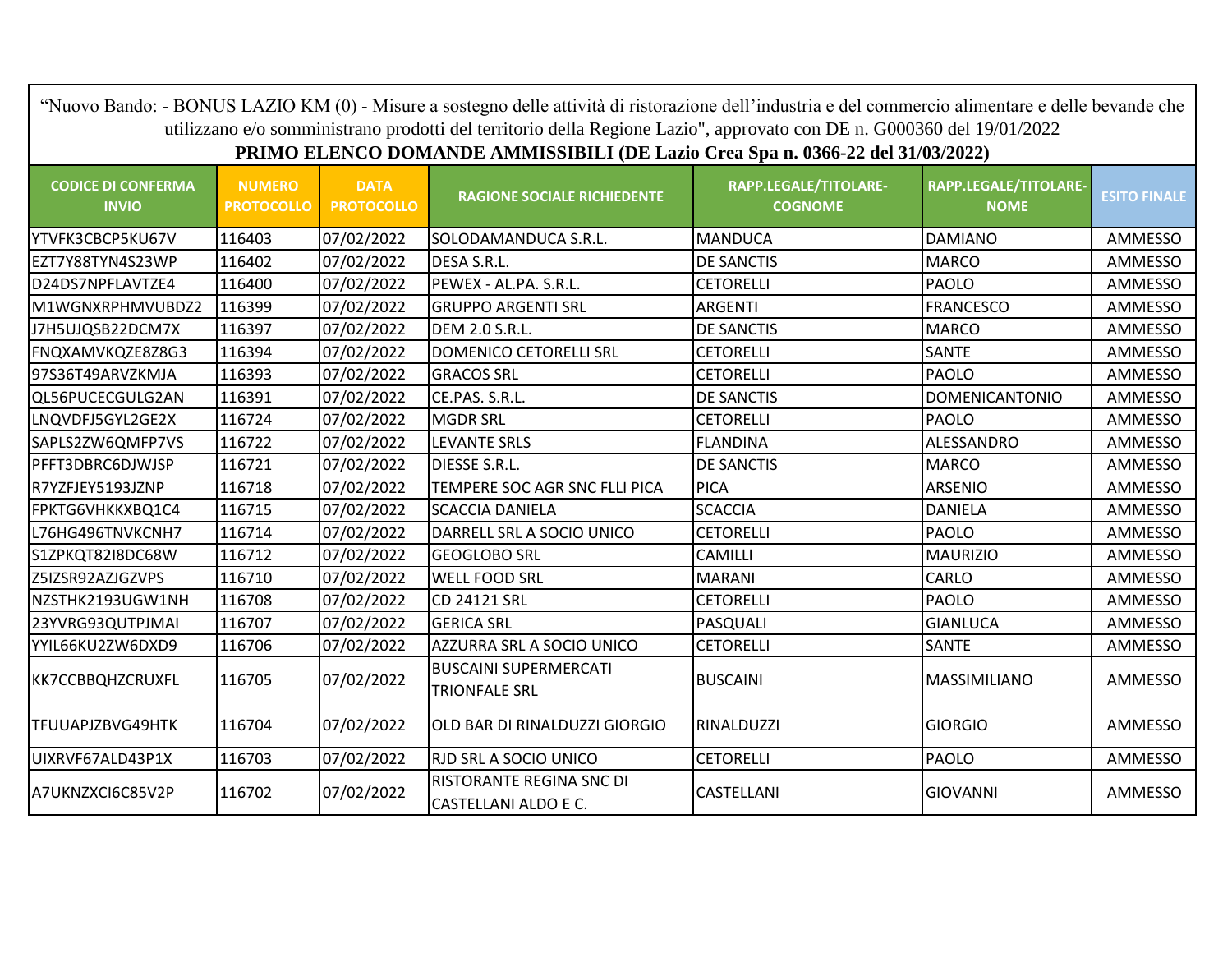"Nuovo Bando: - BONUS LAZIO KM (0) - Misure a sostegno delle attività di ristorazione dell'industria e del commercio alimentare e delle bevande che utilizzano e/o somministrano prodotti del territorio della Regione Lazio", approvato con DE n. G000360 del 19/01/2022

**PRIMO ELENCO DOMANDE AMMISSIBILI (DE Lazio Crea Spa n. 0366-22 del 31/03/2022)**

| CODICE DI CONFERMA INVIO | NUMERO PROTOCOLLO | DATA PROTOCOLLO | RAGIONE SOCIALE RICHIEDENTE | RAPP.LEGALE/TITOLARE-COGNOME | RAPP.LEGALE/TITOLARE-NOME | ESITO FINALE |
|---|---|---|---|---|---|---|
| YTVFK3CBCP5KU67V | 116403 | 07/02/2022 | SOLODAMANDUCA S.R.L. | MANDUCA | DAMIANO | AMMESSO |
| EZT7Y88TYN4S23WP | 116402 | 07/02/2022 | DESA S.R.L. | DE SANCTIS | MARCO | AMMESSO |
| D24DS7NPFLAVTZE4 | 116400 | 07/02/2022 | PEWEX - AL.PA. S.R.L. | CETORELLI | PAOLO | AMMESSO |
| M1WGNXRPHMVUBDZ2 | 116399 | 07/02/2022 | GRUPPO ARGENTI SRL | ARGENTI | FRANCESCO | AMMESSO |
| J7H5UJQSB22DCM7X | 116397 | 07/02/2022 | DEM 2.0 S.R.L. | DE SANCTIS | MARCO | AMMESSO |
| FNQXAMVKQZE8Z8G3 | 116394 | 07/02/2022 | DOMENICO CETORELLI SRL | CETORELLI | SANTE | AMMESSO |
| 97S36T49ARVZKMJA | 116393 | 07/02/2022 | GRACOS SRL | CETORELLI | PAOLO | AMMESSO |
| QL56PUCECGULG2AN | 116391 | 07/02/2022 | CE.PAS. S.R.L. | DE SANCTIS | DOMENICANTONIO | AMMESSO |
| LNQVDFJ5GYL2GE2X | 116724 | 07/02/2022 | MGDR SRL | CETORELLI | PAOLO | AMMESSO |
| SAPLS2ZW6QMFP7VS | 116722 | 07/02/2022 | LEVANTE SRLS | FLANDINA | ALESSANDRO | AMMESSO |
| PFFT3DBRC6DJWJSP | 116721 | 07/02/2022 | DIESSE S.R.L. | DE SANCTIS | MARCO | AMMESSO |
| R7YZFJEY5193JZNP | 116718 | 07/02/2022 | TEMPERE SOC AGR SNC FLLI PICA | PICA | ARSENIO | AMMESSO |
| FPKTG6VHKKXBQ1C4 | 116715 | 07/02/2022 | SCACCIA DANIELA | SCACCIA | DANIELA | AMMESSO |
| L76HG496TNVKCNH7 | 116714 | 07/02/2022 | DARRELL SRL A SOCIO UNICO | CETORELLI | PAOLO | AMMESSO |
| S1ZPKQT82I8DC68W | 116712 | 07/02/2022 | GEOGLOBO SRL | CAMILLI | MAURIZIO | AMMESSO |
| Z5IZSR92AZJGZVPS | 116710 | 07/02/2022 | WELL FOOD SRL | MARANI | CARLO | AMMESSO |
| NZSTHK2193UGW1NH | 116708 | 07/02/2022 | CD 24121 SRL | CETORELLI | PAOLO | AMMESSO |
| 23YVRG93QUTPJMAI | 116707 | 07/02/2022 | GERICA SRL | PASQUALI | GIANLUCA | AMMESSO |
| YYIL66KU2ZW6DXD9 | 116706 | 07/02/2022 | AZZURRA SRL A SOCIO UNICO | CETORELLI | SANTE | AMMESSO |
| KK7CCBBQHZCRUXFL | 116705 | 07/02/2022 | BUSCAINI SUPERMERCATI TRIONFALE SRL | BUSCAINI | MASSIMILIANO | AMMESSO |
| TFUUAPJZBVG49HTK | 116704 | 07/02/2022 | OLD BAR DI RINALDUZZI GIORGIO | RINALDUZZI | GIORGIO | AMMESSO |
| UIXRVF67ALD43P1X | 116703 | 07/02/2022 | RJD SRL A SOCIO UNICO | CETORELLI | PAOLO | AMMESSO |
| A7UKNZXCI6C85V2P | 116702 | 07/02/2022 | RISTORANTE REGINA SNC DI CASTELLANI ALDO E C. | CASTELLANI | GIOVANNI | AMMESSO |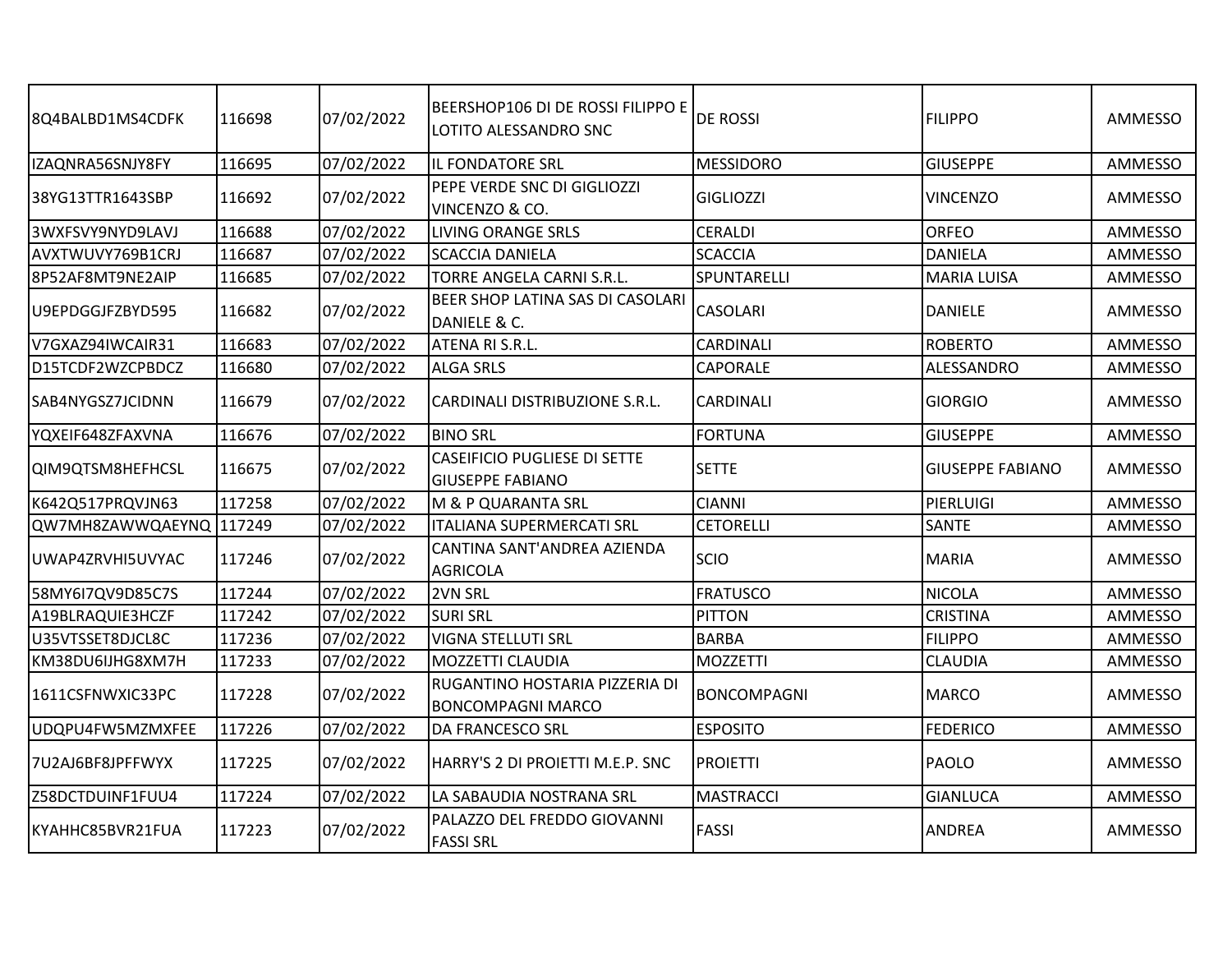| | | | | | | |
|---|---|---|---|---|---|---|
| 8Q4BALBD1MS4CDFK | 116698 | 07/02/2022 | BEERSHOP106 DI DE ROSSI FILIPPO E LOTITO ALESSANDRO SNC | DE ROSSI | FILIPPO | AMMESSO |
| IZAQNRA56SNJY8FY | 116695 | 07/02/2022 | IL FONDATORE SRL | MESSIDORO | GIUSEPPE | AMMESSO |
| 38YG13TTR1643SBP | 116692 | 07/02/2022 | PEPE VERDE SNC DI GIGLIOZZI VINCENZO & CO. | GIGLIOZZI | VINCENZO | AMMESSO |
| 3WXFSVY9NYD9LAVJ | 116688 | 07/02/2022 | LIVING ORANGE SRLS | CERALDI | ORFEO | AMMESSO |
| AVXTWUVY769B1CRJ | 116687 | 07/02/2022 | SCACCIA DANIELA | SCACCIA | DANIELA | AMMESSO |
| 8P52AF8MT9NE2AIP | 116685 | 07/02/2022 | TORRE ANGELA CARNI S.R.L. | SPUNTARELLI | MARIA LUISA | AMMESSO |
| U9EPDGGJFZBYD595 | 116682 | 07/02/2022 | BEER SHOP LATINA SAS DI CASOLARI DANIELE & C. | CASOLARI | DANIELE | AMMESSO |
| V7GXAZ94IWCAIR31 | 116683 | 07/02/2022 | ATENA RI S.R.L. | CARDINALI | ROBERTO | AMMESSO |
| D15TCDF2WZCPBDCZ | 116680 | 07/02/2022 | ALGA SRLS | CAPORALE | ALESSANDRO | AMMESSO |
| SAB4NYGSZ7JCIDNN | 116679 | 07/02/2022 | CARDINALI DISTRIBUZIONE S.R.L. | CARDINALI | GIORGIO | AMMESSO |
| YQXEIF648ZFAXVNA | 116676 | 07/02/2022 | BINO SRL | FORTUNA | GIUSEPPE | AMMESSO |
| QIM9QTSM8HEFHCSL | 116675 | 07/02/2022 | CASEIFICIO PUGLIESE DI SETTE GIUSEPPE FABIANO | SETTE | GIUSEPPE FABIANO | AMMESSO |
| K642Q517PRQVJN63 | 117258 | 07/02/2022 | M & P QUARANTA SRL | CIANNI | PIERLUIGI | AMMESSO |
| QW7MH8ZAWWQAEYNQ | 117249 | 07/02/2022 | ITALIANA SUPERMERCATI SRL | CETORELLI | SANTE | AMMESSO |
| UWAP4ZRVHI5UVYAC | 117246 | 07/02/2022 | CANTINA SANT'ANDREA AZIENDA AGRICOLA | SCIO | MARIA | AMMESSO |
| 58MY6I7QV9D85C7S | 117244 | 07/02/2022 | 2VN SRL | FRATUSCO | NICOLA | AMMESSO |
| A19BLRAQUIE3HCZF | 117242 | 07/02/2022 | SURI SRL | PITTON | CRISTINA | AMMESSO |
| U35VTSSET8DJCL8C | 117236 | 07/02/2022 | VIGNA STELLUTI SRL | BARBA | FILIPPO | AMMESSO |
| KM38DU6IJHG8XM7H | 117233 | 07/02/2022 | MOZZETTI CLAUDIA | MOZZETTI | CLAUDIA | AMMESSO |
| 1611CSFNWXIC33PC | 117228 | 07/02/2022 | RUGANTINO HOSTARIA PIZZERIA DI BONCOMPAGNI MARCO | BONCOMPAGNI | MARCO | AMMESSO |
| UDQPU4FW5MZMXFEE | 117226 | 07/02/2022 | DA FRANCESCO SRL | ESPOSITO | FEDERICO | AMMESSO |
| 7U2AJ6BF8JPFFWYX | 117225 | 07/02/2022 | HARRY'S 2 DI PROIETTI M.E.P. SNC | PROIETTI | PAOLO | AMMESSO |
| Z58DCTDUINF1FUU4 | 117224 | 07/02/2022 | LA SABAUDIA NOSTRANA SRL | MASTRACCI | GIANLUCA | AMMESSO |
| KYAHHC85BVR21FUA | 117223 | 07/02/2022 | PALAZZO DEL FREDDO GIOVANNI FASSI SRL | FASSI | ANDREA | AMMESSO |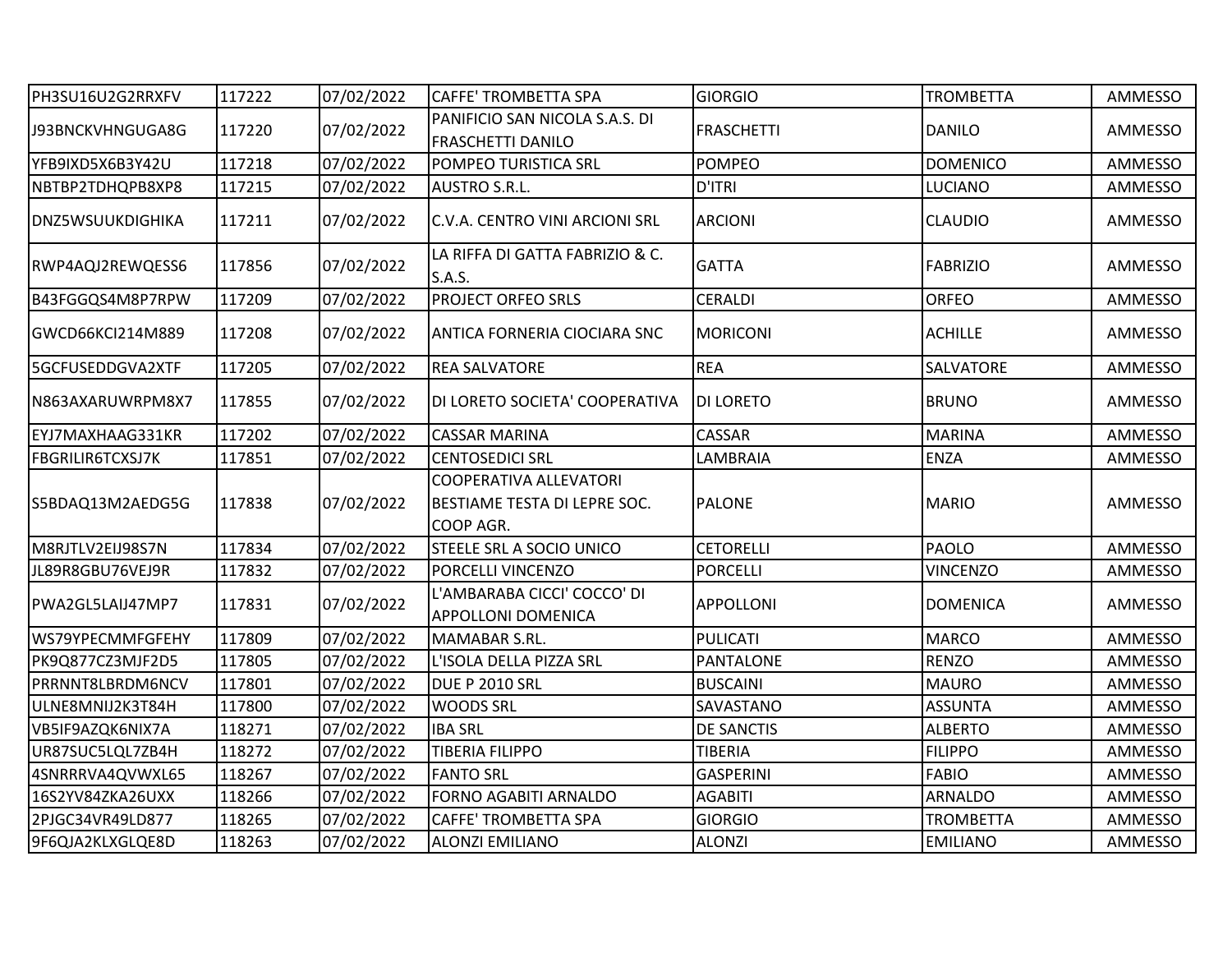| | | | | | | |
|---|---|---|---|---|---|---|
| PH3SU16U2G2RRXFV | 117222 | 07/02/2022 | CAFFE' TROMBETTA SPA | GIORGIO | TROMBETTA | AMMESSO |
| J93BNCKVHNGUGA8G | 117220 | 07/02/2022 | PANIFICIO SAN NICOLA S.A.S. DI FRASCHETTI DANILO | FRASCHETTI | DANILO | AMMESSO |
| YFB9IXD5X6B3Y42U | 117218 | 07/02/2022 | POMPEO TURISTICA SRL | POMPEO | DOMENICO | AMMESSO |
| NBTBP2TDHQPB8XP8 | 117215 | 07/02/2022 | AUSTRO S.R.L. | D'ITRI | LUCIANO | AMMESSO |
| DNZ5WSUUKDIGHIKA | 117211 | 07/02/2022 | C.V.A. CENTRO VINI ARCIONI SRL | ARCIONI | CLAUDIO | AMMESSO |
| RWP4AQJ2REWQESS6 | 117856 | 07/02/2022 | LA RIFFA DI GATTA FABRIZIO & C. S.A.S. | GATTA | FABRIZIO | AMMESSO |
| B43FGGQS4M8P7RPW | 117209 | 07/02/2022 | PROJECT ORFEO SRLS | CERALDI | ORFEO | AMMESSO |
| GWCD66KCI214M889 | 117208 | 07/02/2022 | ANTICA FORNERIA CIOCIARA SNC | MORICONI | ACHILLE | AMMESSO |
| 5GCFUSEDDGVA2XTF | 117205 | 07/02/2022 | REA SALVATORE | REA | SALVATORE | AMMESSO |
| N863AXARUWRPM8X7 | 117855 | 07/02/2022 | DI LORETO SOCIETA' COOPERATIVA | DI LORETO | BRUNO | AMMESSO |
| EYJ7MAXHAAG331KR | 117202 | 07/02/2022 | CASSAR MARINA | CASSAR | MARINA | AMMESSO |
| FBGRILIR6TCXSJ7K | 117851 | 07/02/2022 | CENTOSEDICI SRL | LAMBRAIA | ENZA | AMMESSO |
| S5BDAQ13M2AEDG5G | 117838 | 07/02/2022 | COOPERATIVA ALLEVATORI BESTIAME TESTA DI LEPRE SOC. COOP AGR. | PALONE | MARIO | AMMESSO |
| M8RJTLV2EIJ98S7N | 117834 | 07/02/2022 | STEELE SRL A SOCIO UNICO | CETORELLI | PAOLO | AMMESSO |
| JL89R8GBU76VEJ9R | 117832 | 07/02/2022 | PORCELLI VINCENZO | PORCELLI | VINCENZO | AMMESSO |
| PWA2GL5LAIJ47MP7 | 117831 | 07/02/2022 | L'AMBARABA CICCI' COCCO' DI APPOLLONI DOMENICA | APPOLLONI | DOMENICA | AMMESSO |
| WS79YPECMMFGFEHY | 117809 | 07/02/2022 | MAMABAR S.RL. | PULICATI | MARCO | AMMESSO |
| PK9Q877CZ3MJF2D5 | 117805 | 07/02/2022 | L'ISOLA DELLA PIZZA SRL | PANTALONE | RENZO | AMMESSO |
| PRRNNT8LBRDM6NCV | 117801 | 07/02/2022 | DUE P 2010 SRL | BUSCAINI | MAURO | AMMESSO |
| ULNE8MNIJ2K3T84H | 117800 | 07/02/2022 | WOODS SRL | SAVASTANO | ASSUNTA | AMMESSO |
| VB5IF9AZQK6NIX7A | 118271 | 07/02/2022 | IBA SRL | DE SANCTIS | ALBERTO | AMMESSO |
| UR87SUC5LQL7ZB4H | 118272 | 07/02/2022 | TIBERIA FILIPPO | TIBERIA | FILIPPO | AMMESSO |
| 4SNRRRVA4QVWXL65 | 118267 | 07/02/2022 | FANTO SRL | GASPERINI | FABIO | AMMESSO |
| 16S2YV84ZKA26UXX | 118266 | 07/02/2022 | FORNO AGABITI ARNALDO | AGABITI | ARNALDO | AMMESSO |
| 2PJGC34VR49LD877 | 118265 | 07/02/2022 | CAFFE' TROMBETTA SPA | GIORGIO | TROMBETTA | AMMESSO |
| 9F6QJA2KLXGLQE8D | 118263 | 07/02/2022 | ALONZI EMILIANO | ALONZI | EMILIANO | AMMESSO |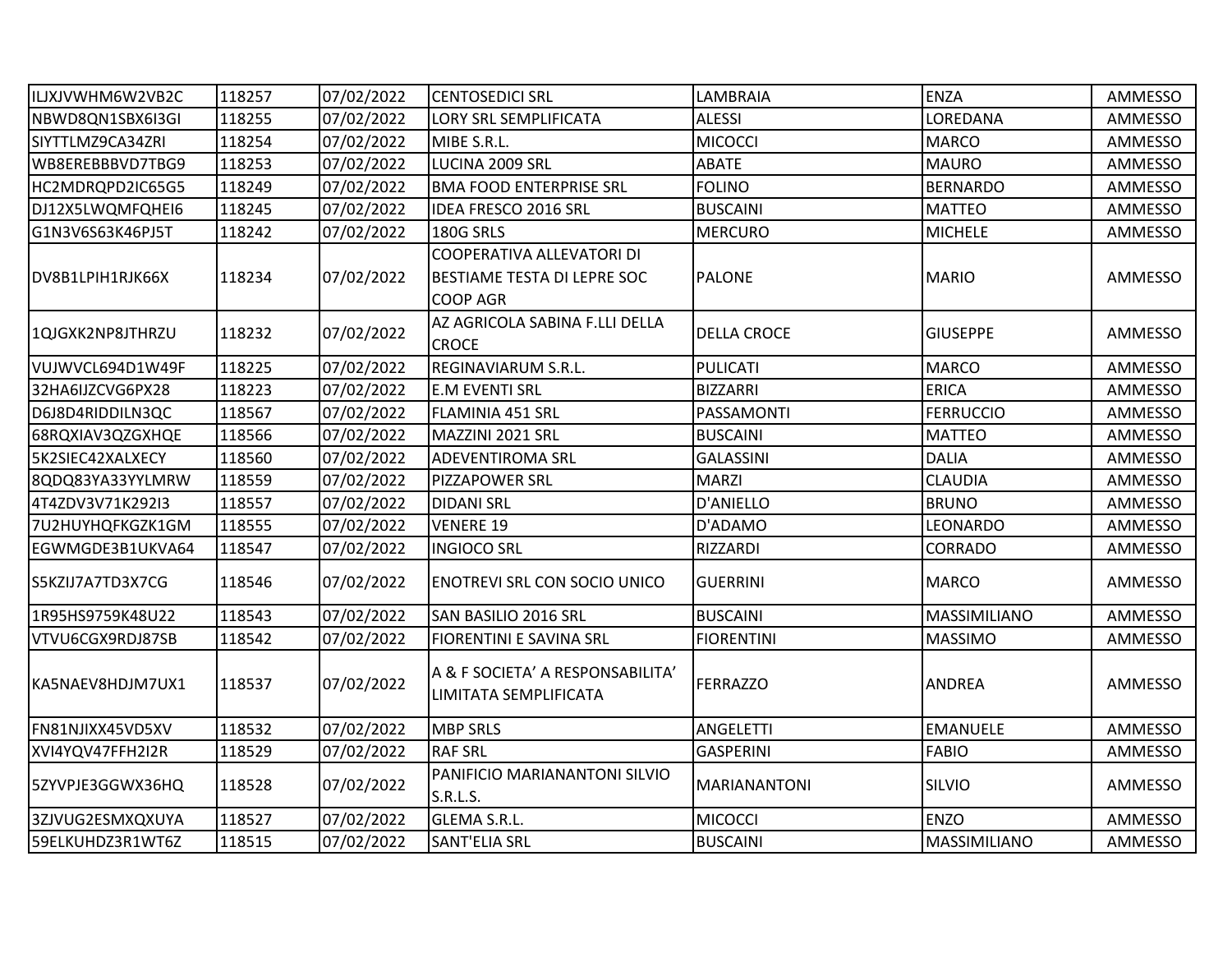| | | | | | | |
|---|---|---|---|---|---|---|
| ILJXJVWHM6W2VB2C | 118257 | 07/02/2022 | CENTOSEDICI SRL | LAMBRAIA | ENZA | AMMESSO |
| NBWD8QN1SBX6I3GI | 118255 | 07/02/2022 | LORY SRL SEMPLIFICATA | ALESSI | LOREDANA | AMMESSO |
| SIYTTLMZ9CA34ZRI | 118254 | 07/02/2022 | MIBE S.R.L. | MICOCCI | MARCO | AMMESSO |
| WB8EREBBBVD7TBG9 | 118253 | 07/02/2022 | LUCINA 2009 SRL | ABATE | MAURO | AMMESSO |
| HC2MDRQPD2IC65G5 | 118249 | 07/02/2022 | BMA FOOD ENTERPRISE SRL | FOLINO | BERNARDO | AMMESSO |
| DJ12X5LWQMFQHEI6 | 118245 | 07/02/2022 | IDEA FRESCO 2016 SRL | BUSCAINI | MATTEO | AMMESSO |
| G1N3V6S63K46PJ5T | 118242 | 07/02/2022 | 180G SRLS | MERCURO | MICHELE | AMMESSO |
| DV8B1LPIH1RJK66X | 118234 | 07/02/2022 | COOPERATIVA ALLEVATORI DI BESTIAME TESTA DI LEPRE SOC COOP AGR | PALONE | MARIO | AMMESSO |
| 1QJGXK2NP8JTHRZU | 118232 | 07/02/2022 | AZ AGRICOLA SABINA F.LLI DELLA CROCE | DELLA CROCE | GIUSEPPE | AMMESSO |
| VUJWVCL694D1W49F | 118225 | 07/02/2022 | REGINAVIARUM S.R.L. | PULICATI | MARCO | AMMESSO |
| 32HA6IJZCVG6PX28 | 118223 | 07/02/2022 | E.M EVENTI SRL | BIZZARRI | ERICA | AMMESSO |
| D6J8D4RIDDILN3QC | 118567 | 07/02/2022 | FLAMINIA 451 SRL | PASSAMONTI | FERRUCCIO | AMMESSO |
| 68RQXIAV3QZGXHQE | 118566 | 07/02/2022 | MAZZINI 2021 SRL | BUSCAINI | MATTEO | AMMESSO |
| 5K2SIEC42XALXECY | 118560 | 07/02/2022 | ADEVENTIROMA SRL | GALASSINI | DALIA | AMMESSO |
| 8QDQ83YA33YYLMRW | 118559 | 07/02/2022 | PIZZAPOWER SRL | MARZI | CLAUDIA | AMMESSO |
| 4T4ZDV3V71K292I3 | 118557 | 07/02/2022 | DIDANI SRL | D'ANIELLO | BRUNO | AMMESSO |
| 7U2HUYHQFKGZK1GM | 118555 | 07/02/2022 | VENERE 19 | D'ADAMO | LEONARDO | AMMESSO |
| EGWMGDE3B1UKVA64 | 118547 | 07/02/2022 | INGIOCO SRL | RIZZARDI | CORRADO | AMMESSO |
| S5KZIJ7A7TD3X7CG | 118546 | 07/02/2022 | ENOTREVI SRL CON SOCIO UNICO | GUERRINI | MARCO | AMMESSO |
| 1R95HS9759K48U22 | 118543 | 07/02/2022 | SAN BASILIO 2016 SRL | BUSCAINI | MASSIMILIANO | AMMESSO |
| VTVU6CGX9RDJ87SB | 118542 | 07/02/2022 | FIORENTINI E SAVINA SRL | FIORENTINI | MASSIMO | AMMESSO |
| KA5NAEV8HDJM7UX1 | 118537 | 07/02/2022 | A & F SOCIETA' A RESPONSABILITA' LIMITATA SEMPLIFICATA | FERRAZZO | ANDREA | AMMESSO |
| FN81NJIXX45VD5XV | 118532 | 07/02/2022 | MBP SRLS | ANGELETTI | EMANUELE | AMMESSO |
| XVI4YQV47FFH2I2R | 118529 | 07/02/2022 | RAF SRL | GASPERINI | FABIO | AMMESSO |
| 5ZYVPJE3GGWX36HQ | 118528 | 07/02/2022 | PANIFICIO MARIANANTONI SILVIO S.R.L.S. | MARIANANTONI | SILVIO | AMMESSO |
| 3ZJVUG2ESMXQXUYA | 118527 | 07/02/2022 | GLEMA S.R.L. | MICOCCI | ENZO | AMMESSO |
| 59ELKUHDZ3R1WT6Z | 118515 | 07/02/2022 | SANT'ELIA SRL | BUSCAINI | MASSIMILIANO | AMMESSO |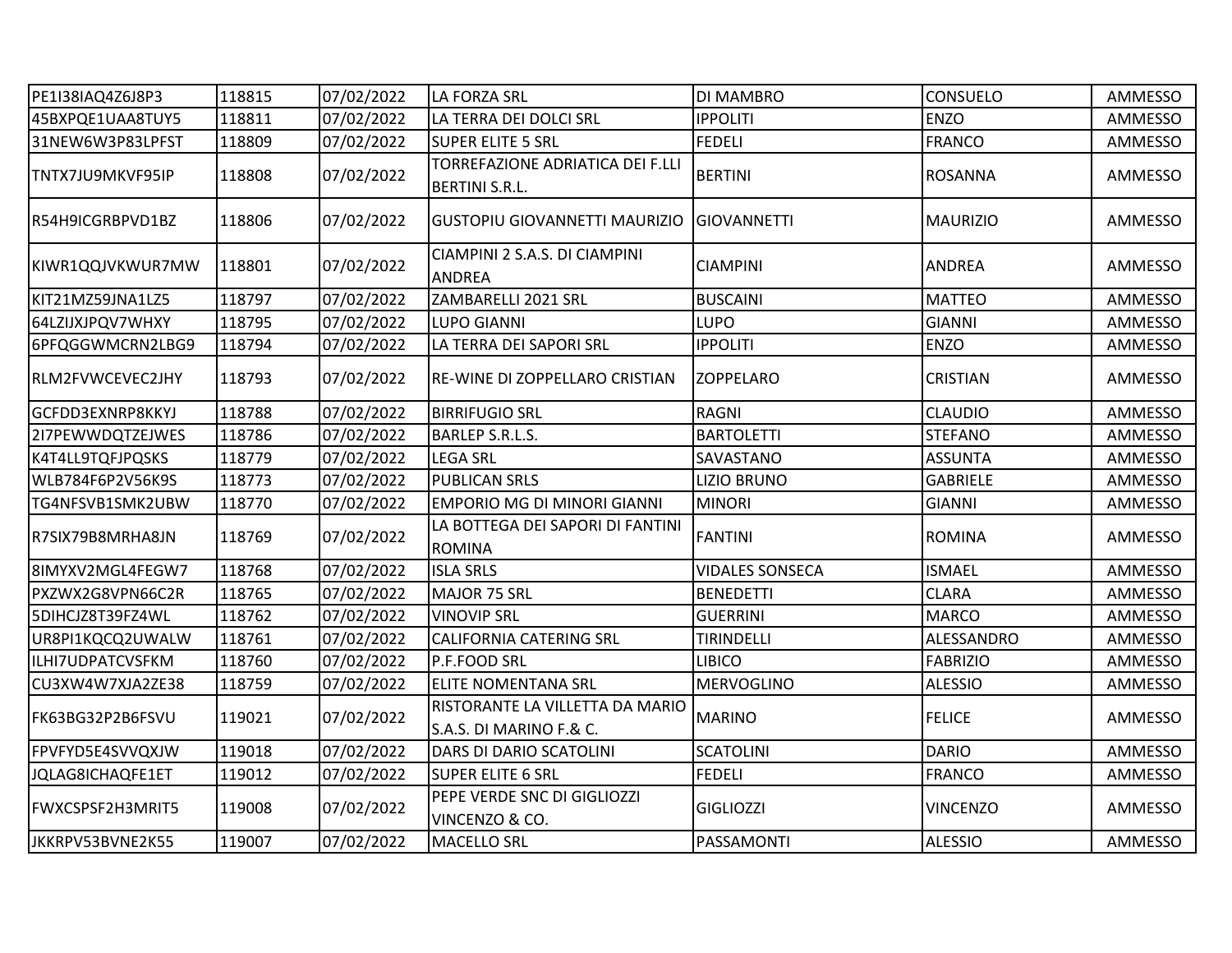| PE1I38IAQ4Z6J8P3 | 118815 | 07/02/2022 | LA FORZA SRL | DI MAMBRO | CONSUELO | AMMESSO |
|---|---|---|---|---|---|---|
| 45BXPQE1UAA8TUY5 | 118811 | 07/02/2022 | LA TERRA DEI DOLCI SRL | IPPOLITI | ENZO | AMMESSO |
| 31NEW6W3P83LPFST | 118809 | 07/02/2022 | SUPER ELITE 5 SRL | FEDELI | FRANCO | AMMESSO |
| TNTX7JU9MKVF95IP | 118808 | 07/02/2022 | TORREFAZIONE ADRIATICA DEI F.LLI BERTINI S.R.L. | BERTINI | ROSANNA | AMMESSO |
| R54H9ICGRBPVD1BZ | 118806 | 07/02/2022 | GUSTOPIU GIOVANNETTI MAURIZIO | GIOVANNETTI | MAURIZIO | AMMESSO |
| KIWR1QQJVKWUR7MW | 118801 | 07/02/2022 | CIAMPINI 2 S.A.S. DI CIAMPINI ANDREA | CIAMPINI | ANDREA | AMMESSO |
| KIT21MZ59JNA1LZ5 | 118797 | 07/02/2022 | ZAMBARELLI 2021 SRL | BUSCAINI | MATTEO | AMMESSO |
| 64LZIJXJPQV7WHXY | 118795 | 07/02/2022 | LUPO GIANNI | LUPO | GIANNI | AMMESSO |
| 6PFQGGWMCRN2LBG9 | 118794 | 07/02/2022 | LA TERRA DEI SAPORI SRL | IPPOLITI | ENZO | AMMESSO |
| RLM2FVWCEVEC2JHY | 118793 | 07/02/2022 | RE-WINE DI ZOPPELLARO CRISTIAN | ZOPPELARO | CRISTIAN | AMMESSO |
| GCFDD3EXNRP8KKYJ | 118788 | 07/02/2022 | BIRRIFUGIO SRL | RAGNI | CLAUDIO | AMMESSO |
| 2I7PEWWDQTZEJWES | 118786 | 07/02/2022 | BARLEP S.R.L.S. | BARTOLETTI | STEFANO | AMMESSO |
| K4T4LL9TQFJPQSKS | 118779 | 07/02/2022 | LEGA SRL | SAVASTANO | ASSUNTA | AMMESSO |
| WLB784F6P2V56K9S | 118773 | 07/02/2022 | PUBLICAN SRLS | LIZIO BRUNO | GABRIELE | AMMESSO |
| TG4NFSVB1SMK2UBW | 118770 | 07/02/2022 | EMPORIO MG DI MINORI GIANNI | MINORI | GIANNI | AMMESSO |
| R7SIX79B8MRHA8JN | 118769 | 07/02/2022 | LA BOTTEGA DEI SAPORI DI FANTINI ROMINA | FANTINI | ROMINA | AMMESSO |
| 8IMYXV2MGL4FEGW7 | 118768 | 07/02/2022 | ISLA SRLS | VIDALES SONSECA | ISMAEL | AMMESSO |
| PXZWX2G8VPN66C2R | 118765 | 07/02/2022 | MAJOR 75 SRL | BENEDETTI | CLARA | AMMESSO |
| 5DIHCJZ8T39FZ4WL | 118762 | 07/02/2022 | VINOVIP SRL | GUERRINI | MARCO | AMMESSO |
| UR8PI1KQCQ2UWALW | 118761 | 07/02/2022 | CALIFORNIA CATERING SRL | TIRINDELLI | ALESSANDRO | AMMESSO |
| ILHI7UDPATCVSFKM | 118760 | 07/02/2022 | P.F.FOOD SRL | LIBICO | FABRIZIO | AMMESSO |
| CU3XW4W7XJA2ZE38 | 118759 | 07/02/2022 | ELITE NOMENTANA SRL | MERVOGLINO | ALESSIO | AMMESSO |
| FK63BG32P2B6FSVU | 119021 | 07/02/2022 | RISTORANTE LA VILLETTA DA MARIO S.A.S. DI MARINO F.& C. | MARINO | FELICE | AMMESSO |
| FPVFYD5E4SVVQXJW | 119018 | 07/02/2022 | DARS DI DARIO SCATOLINI | SCATOLINI | DARIO | AMMESSO |
| JQLAG8ICHAQFE1ET | 119012 | 07/02/2022 | SUPER ELITE 6 SRL | FEDELI | FRANCO | AMMESSO |
| FWXCSPSF2H3MRIT5 | 119008 | 07/02/2022 | PEPE VERDE SNC DI GIGLIOZZI VINCENZO & CO. | GIGLIOZZI | VINCENZO | AMMESSO |
| JKKRPV53BVNE2K55 | 119007 | 07/02/2022 | MACELLO SRL | PASSAMONTI | ALESSIO | AMMESSO |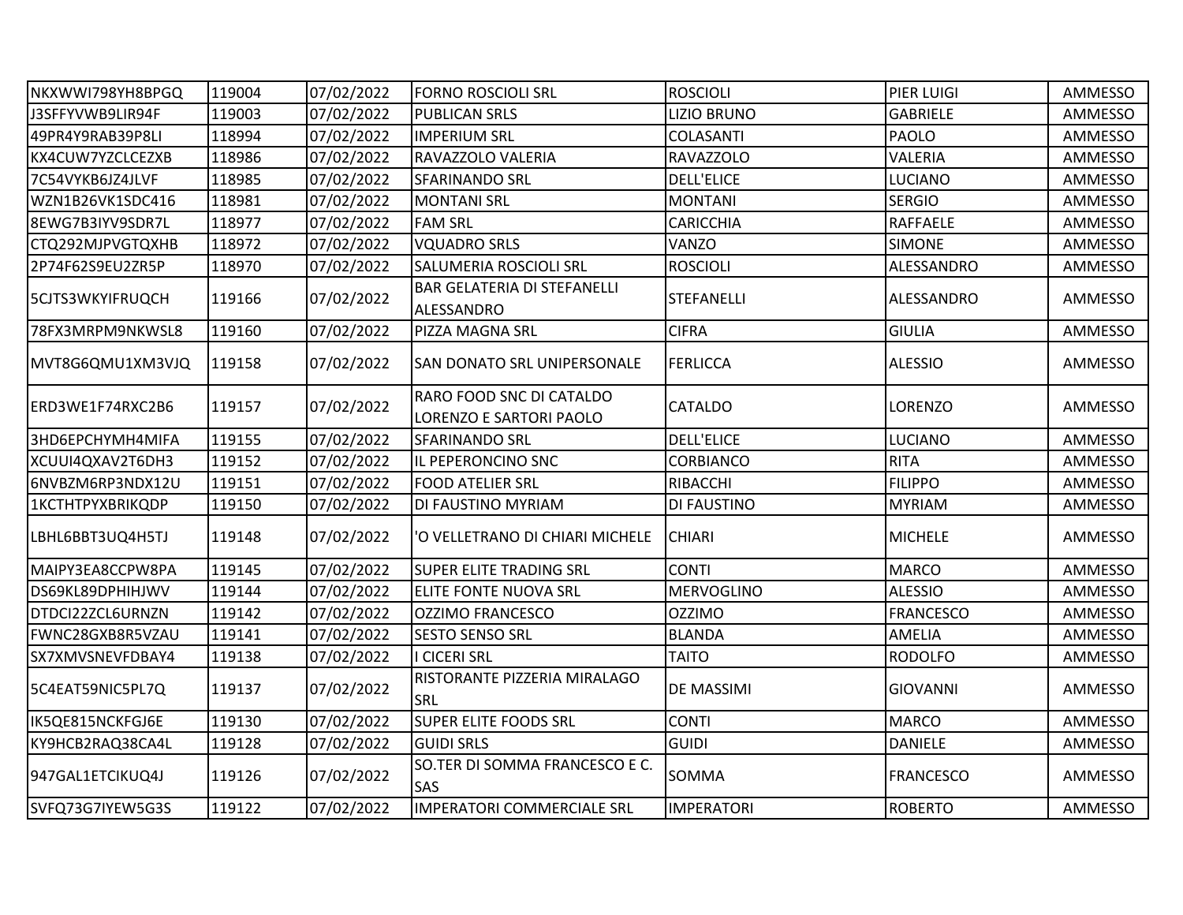| | | | | | | |
|---|---|---|---|---|---|---|
| NKXWWI798YH8BPGQ | 119004 | 07/02/2022 | FORNO ROSCIOLI SRL | ROSCIOLI | PIER LUIGI | AMMESSO |
| J3SFFYVWB9LIR94F | 119003 | 07/02/2022 | PUBLICAN SRLS | LIZIO BRUNO | GABRIELE | AMMESSO |
| 49PR4Y9RAB39P8LI | 118994 | 07/02/2022 | IMPERIUM SRL | COLASANTI | PAOLO | AMMESSO |
| KX4CUW7YZCLCEZXB | 118986 | 07/02/2022 | RAVAZZOLO VALERIA | RAVAZZOLO | VALERIA | AMMESSO |
| 7C54VYKB6JZ4JLVF | 118985 | 07/02/2022 | SFARINANDO SRL | DELL'ELICE | LUCIANO | AMMESSO |
| WZN1B26VK1SDC416 | 118981 | 07/02/2022 | MONTANI SRL | MONTANI | SERGIO | AMMESSO |
| 8EWG7B3IYV9SDR7L | 118977 | 07/02/2022 | FAM SRL | CARICCHIA | RAFFAELE | AMMESSO |
| CTQ292MJPVGTQXHB | 118972 | 07/02/2022 | VQUADRO SRLS | VANZO | SIMONE | AMMESSO |
| 2P74F62S9EU2ZR5P | 118970 | 07/02/2022 | SALUMERIA ROSCIOLI SRL | ROSCIOLI | ALESSANDRO | AMMESSO |
| 5CJTS3WKYIFRUQCH | 119166 | 07/02/2022 | BAR GELATERIA DI STEFANELLI ALESSANDRO | STEFANELLI | ALESSANDRO | AMMESSO |
| 78FX3MRPM9NKWSL8 | 119160 | 07/02/2022 | PIZZA MAGNA SRL | CIFRA | GIULIA | AMMESSO |
| MVT8G6QMU1XM3VJQ | 119158 | 07/02/2022 | SAN DONATO SRL UNIPERSONALE | FERLICCA | ALESSIO | AMMESSO |
| ERD3WE1F74RXC2B6 | 119157 | 07/02/2022 | RARO FOOD SNC DI CATALDO LORENZO E SARTORI PAOLO | CATALDO | LORENZO | AMMESSO |
| 3HD6EPCHYMH4MIFA | 119155 | 07/02/2022 | SFARINANDO SRL | DELL'ELICE | LUCIANO | AMMESSO |
| XCUUI4QXAV2T6DH3 | 119152 | 07/02/2022 | IL PEPERONCINO SNC | CORBIANCO | RITA | AMMESSO |
| 6NVBZM6RP3NDX12U | 119151 | 07/02/2022 | FOOD ATELIER SRL | RIBACCHI | FILIPPO | AMMESSO |
| 1KCTHTPYXBRIKQDP | 119150 | 07/02/2022 | DI FAUSTINO MYRIAM | DI FAUSTINO | MYRIAM | AMMESSO |
| LBHL6BBT3UQ4H5TJ | 119148 | 07/02/2022 | 'O VELLETRANO DI CHIARI MICHELE | CHIARI | MICHELE | AMMESSO |
| MAIPY3EA8CCPW8PA | 119145 | 07/02/2022 | SUPER ELITE TRADING SRL | CONTI | MARCO | AMMESSO |
| DS69KL89DPHIHJWV | 119144 | 07/02/2022 | ELITE FONTE NUOVA SRL | MERVOGLINO | ALESSIO | AMMESSO |
| DTDCI22ZCL6URNZN | 119142 | 07/02/2022 | OZZIMO FRANCESCO | OZZIMO | FRANCESCO | AMMESSO |
| FWNC28GXB8R5VZAU | 119141 | 07/02/2022 | SESTO SENSO SRL | BLANDA | AMELIA | AMMESSO |
| SX7XMVSNEVFDBAY4 | 119138 | 07/02/2022 | I CICERI SRL | TAITO | RODOLFO | AMMESSO |
| 5C4EAT59NIC5PL7Q | 119137 | 07/02/2022 | RISTORANTE PIZZERIA MIRALAGO SRL | DE MASSIMI | GIOVANNI | AMMESSO |
| IK5QE815NCKFGJ6E | 119130 | 07/02/2022 | SUPER ELITE FOODS SRL | CONTI | MARCO | AMMESSO |
| KY9HCB2RAQ38CA4L | 119128 | 07/02/2022 | GUIDI SRLS | GUIDI | DANIELE | AMMESSO |
| 947GAL1ETCIKUQ4J | 119126 | 07/02/2022 | SO.TER DI SOMMA FRANCESCO E C. SAS | SOMMA | FRANCESCO | AMMESSO |
| SVFQ73G7IYEW5G3S | 119122 | 07/02/2022 | IMPERATORI COMMERCIALE SRL | IMPERATORI | ROBERTO | AMMESSO |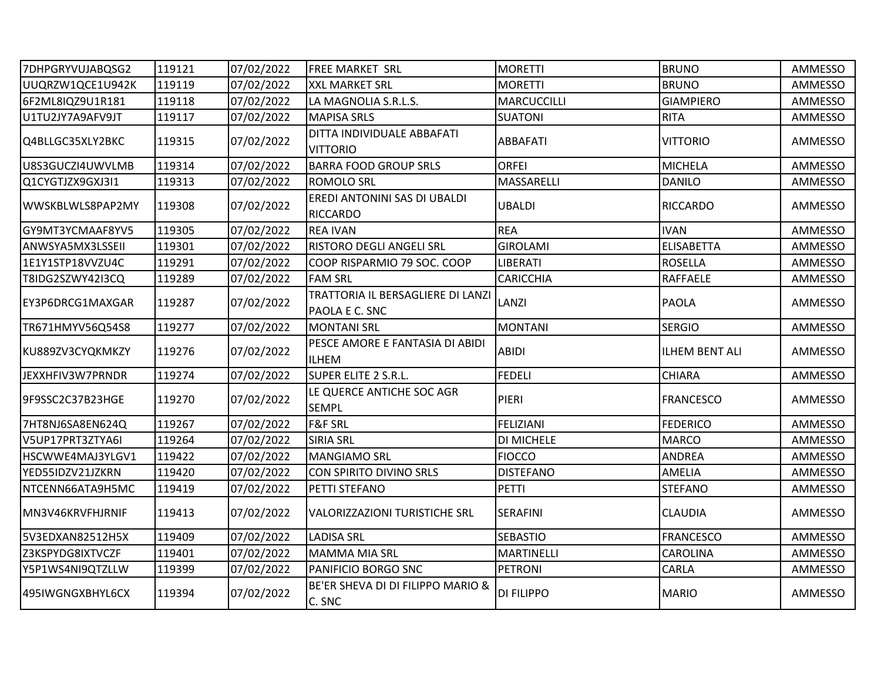| | | | | | | |
|---|---|---|---|---|---|---|
| 7DHPGRYVUJABQSG2 | 119121 | 07/02/2022 | FREE MARKET SRL | MORETTI | BRUNO | AMMESSO |
| UUQRZW1QCE1U942K | 119119 | 07/02/2022 | XXL MARKET SRL | MORETTI | BRUNO | AMMESSO |
| 6F2ML8IQZ9U1R181 | 119118 | 07/02/2022 | LA MAGNOLIA S.R.L.S. | MARCUCCILLI | GIAMPIERO | AMMESSO |
| U1TU2JY7A9AFV9JT | 119117 | 07/02/2022 | MAPISA SRLS | SUATONI | RITA | AMMESSO |
| Q4BLLGC35XLY2BKC | 119315 | 07/02/2022 | DITTA INDIVIDUALE ABBAFATI VITTORIO | ABBAFATI | VITTORIO | AMMESSO |
| U8S3GUCZI4UWVLMB | 119314 | 07/02/2022 | BARRA FOOD GROUP SRLS | ORFEI | MICHELA | AMMESSO |
| Q1CYGTJZX9GXJ3I1 | 119313 | 07/02/2022 | ROMOLO SRL | MASSARELLI | DANILO | AMMESSO |
| WWSKBLWLS8PAP2MY | 119308 | 07/02/2022 | EREDI ANTONINI SAS DI UBALDI RICCARDO | UBALDI | RICCARDO | AMMESSO |
| GY9MT3YCMAAF8YV5 | 119305 | 07/02/2022 | REA IVAN | REA | IVAN | AMMESSO |
| ANWSYA5MX3LSSEII | 119301 | 07/02/2022 | RISTORO DEGLI ANGELI SRL | GIROLAMI | ELISABETTA | AMMESSO |
| 1E1Y1STP18VVZU4C | 119291 | 07/02/2022 | COOP RISPARMIO 79 SOC. COOP | LIBERATI | ROSELLA | AMMESSO |
| T8IDG2SZWY42I3CQ | 119289 | 07/02/2022 | FAM SRL | CARICCHIA | RAFFAELE | AMMESSO |
| EY3P6DRCG1MAXGAR | 119287 | 07/02/2022 | TRATTORIA IL BERSAGLIERE DI LANZI PAOLA E C. SNC | LANZI | PAOLA | AMMESSO |
| TR671HMYV56Q54S8 | 119277 | 07/02/2022 | MONTANI SRL | MONTANI | SERGIO | AMMESSO |
| KU889ZV3CYQKMKZY | 119276 | 07/02/2022 | PESCE AMORE E FANTASIA DI ABIDI ILHEM | ABIDI | ILHEM BENT ALI | AMMESSO |
| JEXXHFIV3W7PRNDR | 119274 | 07/02/2022 | SUPER ELITE 2 S.R.L. | FEDELI | CHIARA | AMMESSO |
| 9F9SSC2C37B23HGE | 119270 | 07/02/2022 | LE QUERCE ANTICHE SOC AGR SEMPL | PIERI | FRANCESCO | AMMESSO |
| 7HT8NJ6SA8EN624Q | 119267 | 07/02/2022 | F&F SRL | FELIZIANI | FEDERICO | AMMESSO |
| V5UP17PRT3ZTYA6I | 119264 | 07/02/2022 | SIRIA SRL | DI MICHELE | MARCO | AMMESSO |
| HSCWWE4MAJ3YLGV1 | 119422 | 07/02/2022 | MANGIAMO SRL | FIOCCO | ANDREA | AMMESSO |
| YED55IDZV21JZKRN | 119420 | 07/02/2022 | CON SPIRITO DIVINO SRLS | DISTEFANO | AMELIA | AMMESSO |
| NTCENN66ATA9H5MC | 119419 | 07/02/2022 | PETTI STEFANO | PETTI | STEFANO | AMMESSO |
| MN3V46KRVFHJRNIF | 119413 | 07/02/2022 | VALORIZZAZIONI TURISTICHE SRL | SERAFINI | CLAUDIA | AMMESSO |
| 5V3EDXAN82512H5X | 119409 | 07/02/2022 | LADISA SRL | SEBASTIO | FRANCESCO | AMMESSO |
| Z3KSPYDG8IXTVCZF | 119401 | 07/02/2022 | MAMMA MIA SRL | MARTINELLI | CAROLINA | AMMESSO |
| Y5P1WS4NI9QTZLLW | 119399 | 07/02/2022 | PANIFICIO BORGO SNC | PETRONI | CARLA | AMMESSO |
| 495IWGNGXBHYL6CX | 119394 | 07/02/2022 | BE'ER SHEVA DI DI FILIPPO MARIO & C. SNC | DI FILIPPO | MARIO | AMMESSO |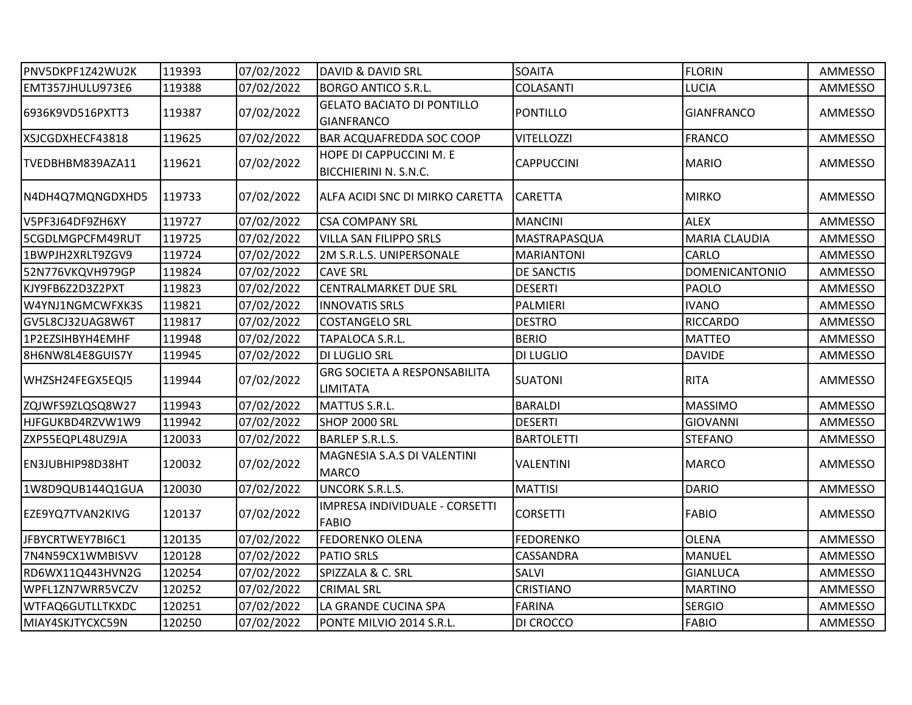| | | | | | | |
|---|---|---|---|---|---|---|
| PNV5DKPF1Z42WU2K | 119393 | 07/02/2022 | DAVID & DAVID SRL | SOAITA | FLORIN | AMMESSO |
| EMT357JHULU973E6 | 119388 | 07/02/2022 | BORGO ANTICO S.R.L. | COLASANTI | LUCIA | AMMESSO |
| 6936K9VD516PXTT3 | 119387 | 07/02/2022 | GELATO BACIATO DI PONTILLO GIANFRANCO | PONTILLO | GIANFRANCO | AMMESSO |
| XSJCGDXHECF43818 | 119625 | 07/02/2022 | BAR ACQUAFREDDA SOC COOP | VITELLOZZI | FRANCO | AMMESSO |
| TVEDBHBM839AZA11 | 119621 | 07/02/2022 | HOPE DI CAPPUCCINI M. E BICCHIERINI N. S.N.C. | CAPPUCCINI | MARIO | AMMESSO |
| N4DH4Q7MQNGDXHD5 | 119733 | 07/02/2022 | ALFA ACIDI SNC DI MIRKO CARETTA | CARETTA | MIRKO | AMMESSO |
| V5PF3J64DF9ZH6XY | 119727 | 07/02/2022 | CSA COMPANY SRL | MANCINI | ALEX | AMMESSO |
| 5CGDLMGPCFM49RUT | 119725 | 07/02/2022 | VILLA SAN FILIPPO SRLS | MASTRAPASQUA | MARIA CLAUDIA | AMMESSO |
| 1BWPJH2XRLT9ZGV9 | 119724 | 07/02/2022 | 2M S.R.L.S. UNIPERSONALE | MARIANTONI | CARLO | AMMESSO |
| 52N776VKQVH979GP | 119824 | 07/02/2022 | CAVE SRL | DE SANCTIS | DOMENICANTONIO | AMMESSO |
| KJY9FB6Z2D3Z2PXT | 119823 | 07/02/2022 | CENTRALMARKET DUE SRL | DESERTI | PAOLO | AMMESSO |
| W4YNJ1NGMCWFXK3S | 119821 | 07/02/2022 | INNOVATIS SRLS | PALMIERI | IVANO | AMMESSO |
| GV5L8CJ32UAG8W6T | 119817 | 07/02/2022 | COSTANGELO SRL | DESTRO | RICCARDO | AMMESSO |
| 1P2EZSIHBYH4EMHF | 119948 | 07/02/2022 | TAPALOCA S.R.L. | BERIO | MATTEO | AMMESSO |
| 8H6NW8L4E8GUIS7Y | 119945 | 07/02/2022 | DI LUGLIO SRL | DI LUGLIO | DAVIDE | AMMESSO |
| WHZSH24FEGX5EQI5 | 119944 | 07/02/2022 | GRG SOCIETA A RESPONSABILITA LIMITATA | SUATONI | RITA | AMMESSO |
| ZQJWFS9ZLQSQ8W27 | 119943 | 07/02/2022 | MATTUS S.R.L. | BARALDI | MASSIMO | AMMESSO |
| HJFGUKBD4RZVW1W9 | 119942 | 07/02/2022 | SHOP 2000 SRL | DESERTI | GIOVANNI | AMMESSO |
| ZXP55EQPL48UZ9JA | 120033 | 07/02/2022 | BARLEP S.R.L.S. | BARTOLETTI | STEFANO | AMMESSO |
| EN3JUBHIP98D38HT | 120032 | 07/02/2022 | MAGNESIA S.A.S DI VALENTINI MARCO | VALENTINI | MARCO | AMMESSO |
| 1W8D9QUB144Q1GUA | 120030 | 07/02/2022 | UNCORK S.R.L.S. | MATTISI | DARIO | AMMESSO |
| EZE9YQ7TVAN2KIVG | 120137 | 07/02/2022 | IMPRESA INDIVIDUALE - CORSETTI FABIO | CORSETTI | FABIO | AMMESSO |
| JFBYCRTWEY7BI6C1 | 120135 | 07/02/2022 | FEDORENKO OLENA | FEDORENKO | OLENA | AMMESSO |
| 7N4N59CX1WMBISVV | 120128 | 07/02/2022 | PATIO SRLS | CASSANDRA | MANUEL | AMMESSO |
| RD6WX11Q443HVN2G | 120254 | 07/02/2022 | SPIZZALA & C. SRL | SALVI | GIANLUCA | AMMESSO |
| WPFL1ZN7WRR5VCZV | 120252 | 07/02/2022 | CRIMAL SRL | CRISTIANO | MARTINO | AMMESSO |
| WTFAQ6GUTLLTKXDC | 120251 | 07/02/2022 | LA GRANDE CUCINA SPA | FARINA | SERGIO | AMMESSO |
| MIAY4SKJTYCXC59N | 120250 | 07/02/2022 | PONTE MILVIO 2014 S.R.L. | DI CROCCO | FABIO | AMMESSO |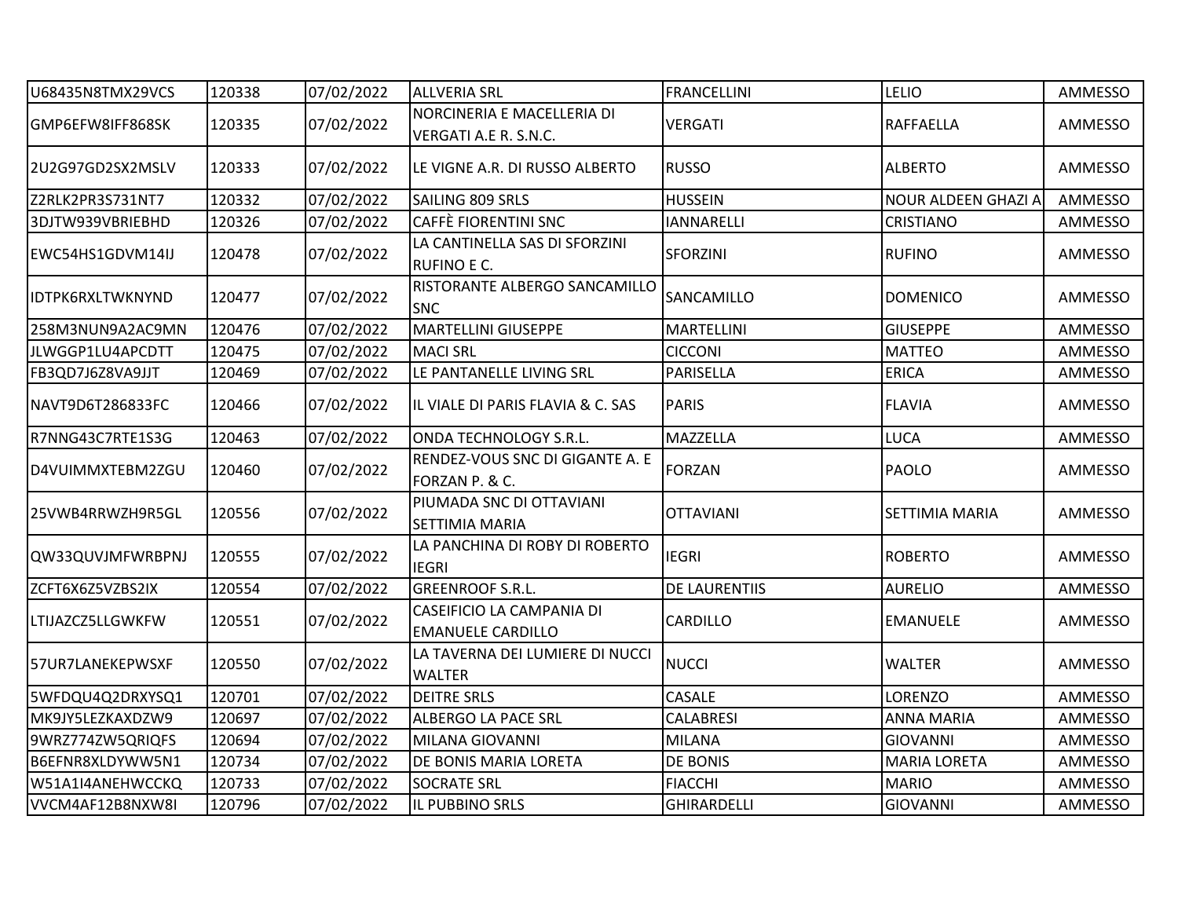| | | | | | | |
|---|---|---|---|---|---|---|
| U68435N8TMX29VCS | 120338 | 07/02/2022 | ALLVERIA SRL | FRANCELLINI | LELIO | AMMESSO |
| GMP6EFW8IFF868SK | 120335 | 07/02/2022 | NORCINERIA E MACELLERIA DI VERGATI A.E R. S.N.C. | VERGATI | RAFFAELLA | AMMESSO |
| 2U2G97GD2SX2MSLV | 120333 | 07/02/2022 | LE VIGNE A.R. DI RUSSO ALBERTO | RUSSO | ALBERTO | AMMESSO |
| Z2RLK2PR3S731NT7 | 120332 | 07/02/2022 | SAILING 809 SRLS | HUSSEIN | NOUR ALDEEN GHAZI A | AMMESSO |
| 3DJTW939VBRIEBHD | 120326 | 07/02/2022 | CAFFÈ FIORENTINI SNC | IANNARELLI | CRISTIANO | AMMESSO |
| EWC54HS1GDVM14IJ | 120478 | 07/02/2022 | LA CANTINELLA SAS DI SFORZINI RUFINO E C. | SFORZINI | RUFINO | AMMESSO |
| IDTPK6RXLTWKNYND | 120477 | 07/02/2022 | RISTORANTE ALBERGO SANCAMILLO SNC | SANCAMILLO | DOMENICO | AMMESSO |
| 258M3NUN9A2AC9MN | 120476 | 07/02/2022 | MARTELLINI GIUSEPPE | MARTELLINI | GIUSEPPE | AMMESSO |
| JLWGGP1LU4APCDTT | 120475 | 07/02/2022 | MACI SRL | CICCONI | MATTEO | AMMESSO |
| FB3QD7J6Z8VA9JJT | 120469 | 07/02/2022 | LE PANTANELLE LIVING SRL | PARISELLA | ERICA | AMMESSO |
| NAVT9D6T286833FC | 120466 | 07/02/2022 | IL VIALE DI PARIS FLAVIA & C. SAS | PARIS | FLAVIA | AMMESSO |
| R7NNG43C7RTE1S3G | 120463 | 07/02/2022 | ONDA TECHNOLOGY S.R.L. | MAZZELLA | LUCA | AMMESSO |
| D4VUIMMXTEBM2ZGU | 120460 | 07/02/2022 | RENDEZ-VOUS SNC DI GIGANTE A. E FORZAN P. & C. | FORZAN | PAOLO | AMMESSO |
| 25VWB4RRWZH9R5GL | 120556 | 07/02/2022 | PIUMADA SNC DI OTTAVIANI SETTIMIA MARIA | OTTAVIANI | SETTIMIA MARIA | AMMESSO |
| QW33QUVJMFWRBPNJ | 120555 | 07/02/2022 | LA PANCHINA DI ROBY DI ROBERTO IEGRI | IEGRI | ROBERTO | AMMESSO |
| ZCFT6X6Z5VZBS2IX | 120554 | 07/02/2022 | GREENROOF S.R.L. | DE LAURENTIIS | AURELIO | AMMESSO |
| LTIJAZCZ5LLGWKFW | 120551 | 07/02/2022 | CASEIFICIO LA CAMPANIA DI EMANUELE CARDILLO | CARDILLO | EMANUELE | AMMESSO |
| 57UR7LANEKEPWSXF | 120550 | 07/02/2022 | LA TAVERNA DEI LUMIERE DI NUCCI WALTER | NUCCI | WALTER | AMMESSO |
| 5WFDQU4Q2DRXYSQ1 | 120701 | 07/02/2022 | DEITRE SRLS | CASALE | LORENZO | AMMESSO |
| MK9JY5LEZKAXDZW9 | 120697 | 07/02/2022 | ALBERGO LA PACE SRL | CALABRESI | ANNA MARIA | AMMESSO |
| 9WRZ774ZW5QRIQFS | 120694 | 07/02/2022 | MILANA GIOVANNI | MILANA | GIOVANNI | AMMESSO |
| B6EFNR8XLDYWW5N1 | 120734 | 07/02/2022 | DE BONIS MARIA LORETA | DE BONIS | MARIA LORETA | AMMESSO |
| W51A1I4ANEHWCCKQ | 120733 | 07/02/2022 | SOCRATE SRL | FIACCHI | MARIO | AMMESSO |
| VVCM4AF12B8NXW8I | 120796 | 07/02/2022 | IL PUBBINO SRLS | GHIRARDELLI | GIOVANNI | AMMESSO |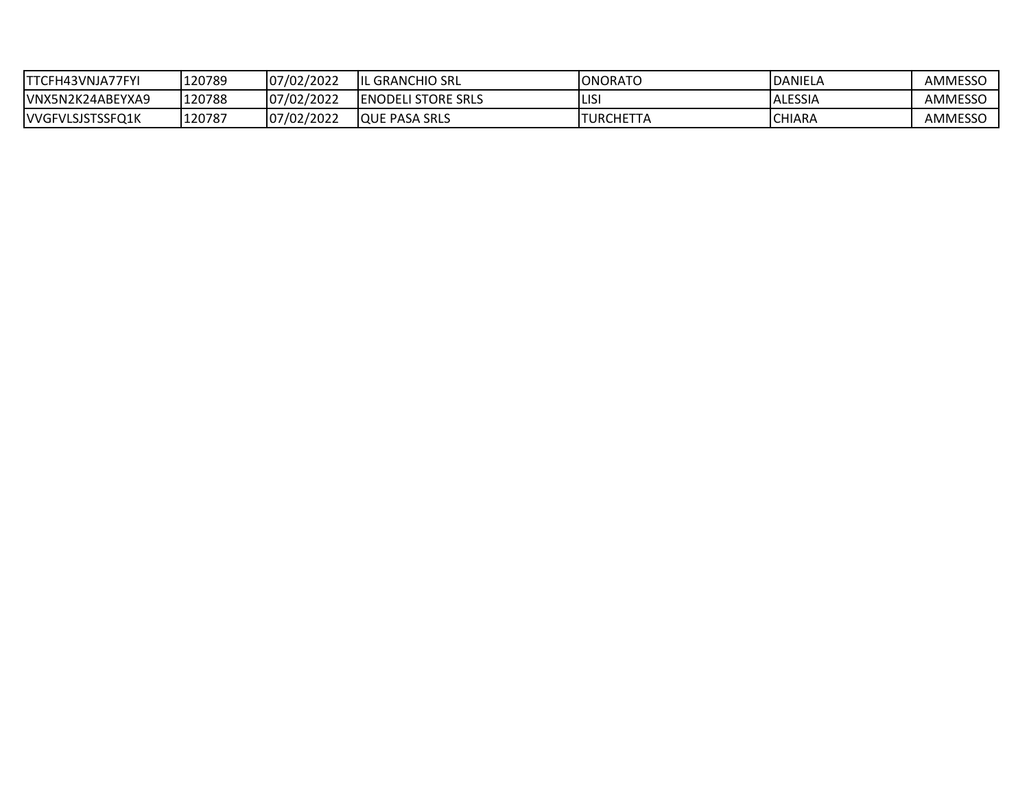| | | | | | | |
|---|---|---|---|---|---|---|
| TTCFH43VNJA77FYI | 120789 | 07/02/2022 | IL GRANCHIO SRL | ONORATO | DANIELA | AMMESSO |
| VNX5N2K24ABEYXA9 | 120788 | 07/02/2022 | ENODELI STORE SRLS | LISI | ALESSIA | AMMESSO |
| VVGFVLSJSTSSFQ1K | 120787 | 07/02/2022 | QUE PASA SRLS | TURCHETTA | CHIARA | AMMESSO |